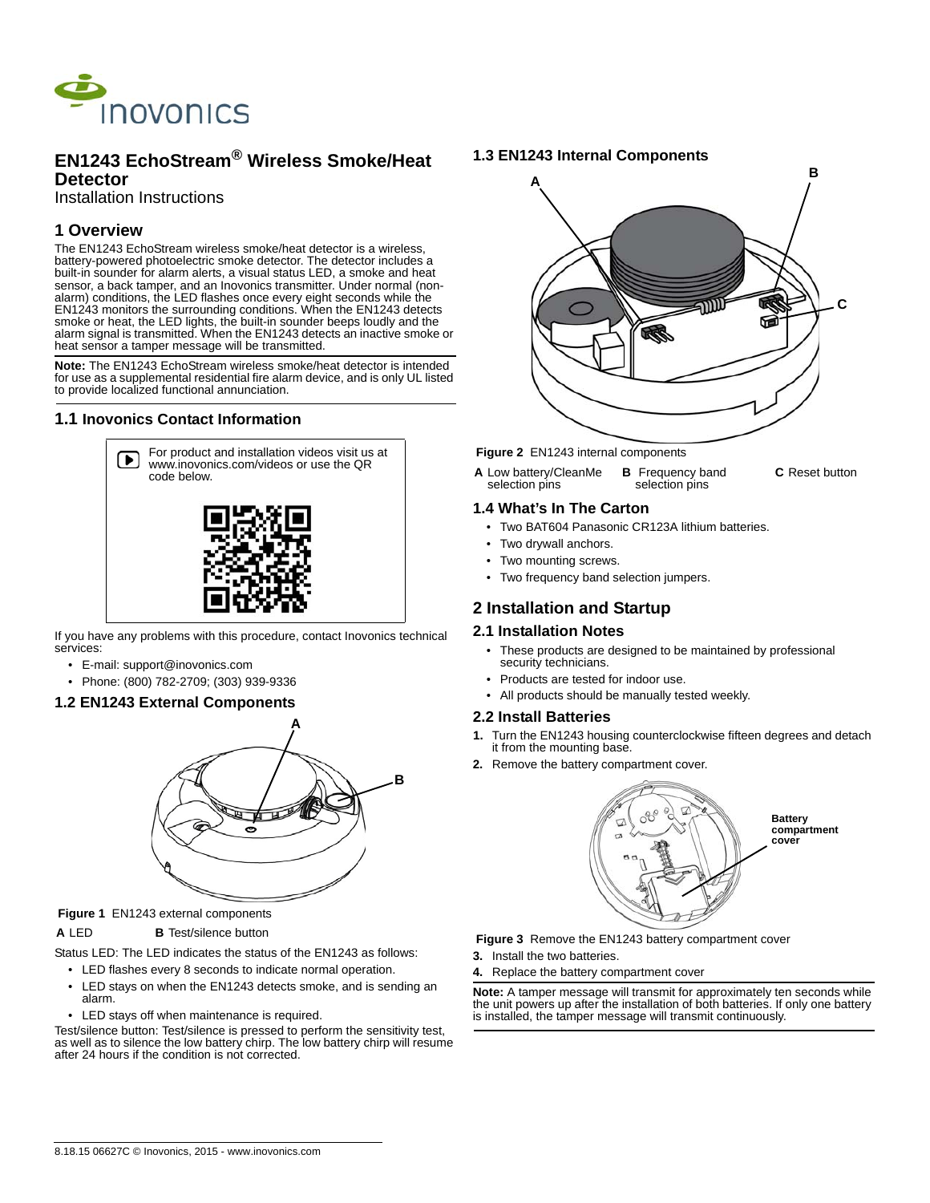# EN1243 EchoStream® Wireless Smoke/Heat Detector

Installation Instructions

## 1 Overview

The EN1243 EchoStream wireless smoke/heat detector is a wireless, battery-powered photoelectric smoke detector. The detector includes a built-in sounder for alarm alerts, a visual status LED, a smoke and heat sensor, a back tamper, and an Inovonics transmitter. Under normal (non-alarm) conditions, the LED flashes once every eight seconds while the EN1243 monitors the surrounding conditions. When the EN1243 detects smoke or heat, the LED lights, the built-in sounder beeps loudly and the alarm signal is transmitted. When the EN1243 detects an inactive smoke or heat sensor a tamper message will be transmitted.

**Note:** The EN1243 EchoStream wireless smoke/heat detector is intended for use as a supplemental residential fire alarm device, and is only UL listed to provide localized functional annunciation.

### 1.1 Inovonics Contact Information

For product and installation videos visit us at www.inovonics.com/videos or use the QR code below.

If you have any problems with this procedure, contact Inovonics technical services:

- E-mail: support@inovonics.com
- Phone: (800) 782-2709; (303) 939-9336

### 1.2 EN1243 External Components

**Figure 1** EN1243 external components

**A** LED **B** Test/silence button

Status LED: The LED indicates the status of the EN1243 as follows:

- LED flashes every 8 seconds to indicate normal operation.
- LED stays on when the EN1243 detects smoke, and is sending an alarm.
- LED stays off when maintenance is required.

Test/silence button: Test/silence is pressed to perform the sensitivity test, as well as to silence the low battery chirp. The low battery chirp will resume after 24 hours if the condition is not corrected.

### 1.3 EN1243 Internal Components

**Figure 2** EN1243 internal components

**A** Low battery/CleanMe selection pins **B** Frequency band selection pins **C** Reset button

### 1.4 What's In The Carton

- Two BAT604 Panasonic CR123A lithium batteries.
- Two drywall anchors.
- Two mounting screws.
- Two frequency band selection jumpers.

## 2 Installation and Startup

### 2.1 Installation Notes

- These products are designed to be maintained by professional security technicians.
- Products are tested for indoor use.
- All products should be manually tested weekly.

### 2.2 Install Batteries

1. Turn the EN1243 housing counterclockwise fifteen degrees and detach it from the mounting base.
2. Remove the battery compartment cover.

Battery compartment cover

**Figure 3** Remove the EN1243 battery compartment cover

3. Install the two batteries.
4. Replace the battery compartment cover

**Note:** A tamper message will transmit for approximately ten seconds while the unit powers up after the installation of both batteries. If only one battery is installed, the tamper message will transmit continuously.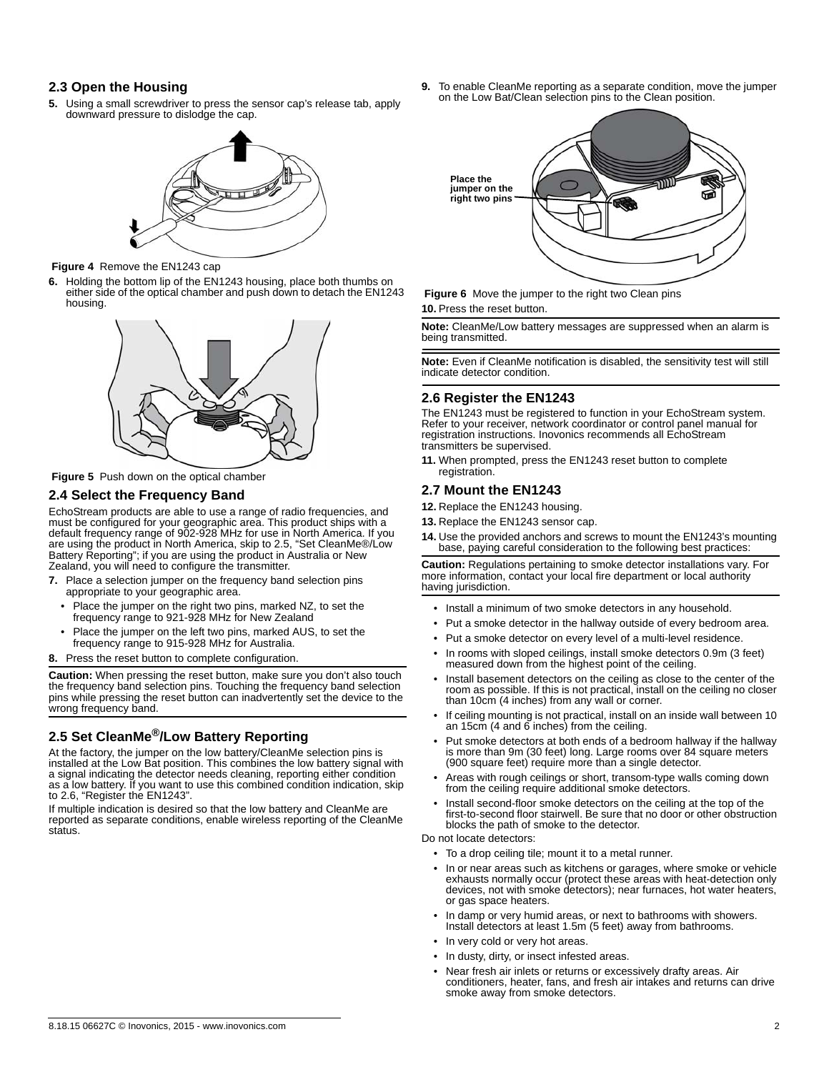## 2.3 Open the Housing

**5.** Using a small screwdriver to press the sensor cap's release tab, apply downward pressure to dislodge the cap.

**Figure 4** Remove the EN1243 cap

**6.** Holding the bottom lip of the EN1243 housing, place both thumbs on either side of the optical chamber and push down to detach the EN1243 housing.

**Figure 5** Push down on the optical chamber

## 2.4 Select the Frequency Band

EchoStream products are able to use a range of radio frequencies, and must be configured for your geographic area. This product ships with a default frequency range of 902-928 MHz for use in North America. If you are using the product in North America, skip to 2.5, "Set CleanMe®/Low Battery Reporting"; if you are using the product in Australia or New Zealand, you will need to configure the transmitter.

**7.** Place a selection jumper on the frequency band selection pins appropriate to your geographic area.

- Place the jumper on the right two pins, marked NZ, to set the frequency range to 921-928 MHz for New Zealand
- Place the jumper on the left two pins, marked AUS, to set the frequency range to 915-928 MHz for Australia.

**8.** Press the reset button to complete configuration.

**Caution:** When pressing the reset button, make sure you don't also touch the frequency band selection pins. Touching the frequency band selection pins while pressing the reset button can inadvertently set the device to the wrong frequency band.

## 2.5 Set CleanMe®/Low Battery Reporting

At the factory, the jumper on the low battery/CleanMe selection pins is installed at the Low Bat position. This combines the low battery signal with a signal indicating the detector needs cleaning, reporting either condition as a low battery. If you want to use this combined condition indication, skip to 2.6, "Register the EN1243".

If multiple indication is desired so that the low battery and CleanMe are reported as separate conditions, enable wireless reporting of the CleanMe status.

**9.** To enable CleanMe reporting as a separate condition, move the jumper on the Low Bat/Clean selection pins to the Clean position.

Place the jumper on the right two pins

**Figure 6** Move the jumper to the right two Clean pins

**10.** Press the reset button.

**Note:** CleanMe/Low battery messages are suppressed when an alarm is being transmitted.

**Note:** Even if CleanMe notification is disabled, the sensitivity test will still indicate detector condition.

## 2.6 Register the EN1243

The EN1243 must be registered to function in your EchoStream system. Refer to your receiver, network coordinator or control panel manual for registration instructions. Inovonics recommends all EchoStream transmitters be supervised.

**11.** When prompted, press the EN1243 reset button to complete registration.

## 2.7 Mount the EN1243

**12.** Replace the EN1243 housing.

**13.** Replace the EN1243 sensor cap.

**14.** Use the provided anchors and screws to mount the EN1243's mounting base, paying careful consideration to the following best practices:

**Caution:** Regulations pertaining to smoke detector installations vary. For more information, contact your local fire department or local authority having jurisdiction.

- Install a minimum of two smoke detectors in any household.
- Put a smoke detector in the hallway outside of every bedroom area.
- Put a smoke detector on every level of a multi-level residence.
- In rooms with sloped ceilings, install smoke detectors 0.9m (3 feet) measured down from the highest point of the ceiling.
- Install basement detectors on the ceiling as close to the center of the room as possible. If this is not practical, install on the ceiling no closer than 10cm (4 inches) from any wall or corner.
- If ceiling mounting is not practical, install on an inside wall between 10 an 15cm (4 and 6 inches) from the ceiling.
- Put smoke detectors at both ends of a bedroom hallway if the hallway is more than 9m (30 feet) long. Large rooms over 84 square meters (900 square feet) require more than a single detector.
- Areas with rough ceilings or short, transom-type walls coming down from the ceiling require additional smoke detectors.
- Install second-floor smoke detectors on the ceiling at the top of the first-to-second floor stairwell. Be sure that no door or other obstruction blocks the path of smoke to the detector.

Do not locate detectors:

- To a drop ceiling tile; mount it to a metal runner.
- In or near areas such as kitchens or garages, where smoke or vehicle exhausts normally occur (protect these areas with heat-detection only devices, not with smoke detectors); near furnaces, hot water heaters, or gas space heaters.
- In damp or very humid areas, or next to bathrooms with showers. Install detectors at least 1.5m (5 feet) away from bathrooms.
- In very cold or very hot areas.
- In dusty, dirty, or insect infested areas.
- Near fresh air inlets or returns or excessively drafty areas. Air conditioners, heater, fans, and fresh air intakes and returns can drive smoke away from smoke detectors.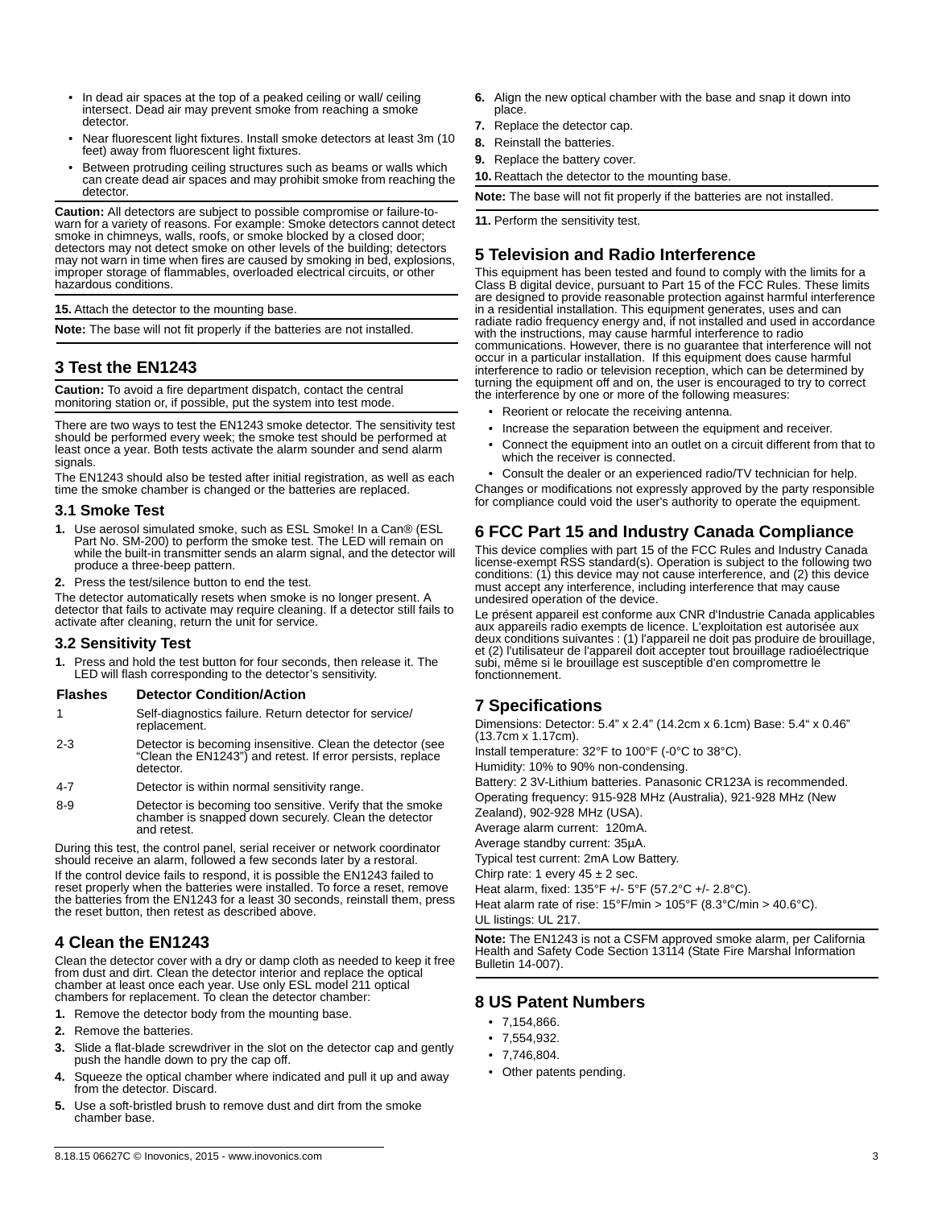- In dead air spaces at the top of a peaked ceiling or wall/ ceiling intersect. Dead air may prevent smoke from reaching a smoke detector.
- Near fluorescent light fixtures. Install smoke detectors at least 3m (10 feet) away from fluorescent light fixtures.
- Between protruding ceiling structures such as beams or walls which can create dead air spaces and may prohibit smoke from reaching the detector.

**Caution:** All detectors are subject to possible compromise or failure-to-warn for a variety of reasons. For example: Smoke detectors cannot detect smoke in chimneys, walls, roofs, or smoke blocked by a closed door; detectors may not detect smoke on other levels of the building; detectors may not warn in time when fires are caused by smoking in bed, explosions, improper storage of flammables, overloaded electrical circuits, or other hazardous conditions.

**15.** Attach the detector to the mounting base.

**Note:** The base will not fit properly if the batteries are not installed.

## 3 Test the EN1243

**Caution:** To avoid a fire department dispatch, contact the central monitoring station or, if possible, put the system into test mode.

There are two ways to test the EN1243 smoke detector. The sensitivity test should be performed every week; the smoke test should be performed at least once a year. Both tests activate the alarm sounder and send alarm signals.

The EN1243 should also be tested after initial registration, as well as each time the smoke chamber is changed or the batteries are replaced.

### 3.1 Smoke Test

1. Use aerosol simulated smoke, such as ESL Smoke! In a Can® (ESL Part No. SM-200) to perform the smoke test. The LED will remain on while the built-in transmitter sends an alarm signal, and the detector will produce a three-beep pattern.
2. Press the test/silence button to end the test.

The detector automatically resets when smoke is no longer present. A detector that fails to activate may require cleaning. If a detector still fails to activate after cleaning, return the unit for service.

### 3.2 Sensitivity Test

1. Press and hold the test button for four seconds, then release it. The LED will flash corresponding to the detector's sensitivity.

| Flashes | Detector Condition/Action |
|---|---|
| 1 | Self-diagnostics failure. Return detector for service/ replacement. |
| 2-3 | Detector is becoming insensitive. Clean the detector (see "Clean the EN1243") and retest. If error persists, replace detector. |
| 4-7 | Detector is within normal sensitivity range. |
| 8-9 | Detector is becoming too sensitive. Verify that the smoke chamber is snapped down securely. Clean the detector and retest. |

During this test, the control panel, serial receiver or network coordinator should receive an alarm, followed a few seconds later by a restoral.

If the control device fails to respond, it is possible the EN1243 failed to reset properly when the batteries were installed. To force a reset, remove the batteries from the EN1243 for a least 30 seconds, reinstall them, press the reset button, then retest as described above.

## 4 Clean the EN1243

Clean the detector cover with a dry or damp cloth as needed to keep it free from dust and dirt. Clean the detector interior and replace the optical chamber at least once each year. Use only ESL model 211 optical chambers for replacement. To clean the detector chamber:

1. Remove the detector body from the mounting base.
2. Remove the batteries.
3. Slide a flat-blade screwdriver in the slot on the detector cap and gently push the handle down to pry the cap off.
4. Squeeze the optical chamber where indicated and pull it up and away from the detector. Discard.
5. Use a soft-bristled brush to remove dust and dirt from the smoke chamber base.
6. Align the new optical chamber with the base and snap it down into place.
7. Replace the detector cap.
8. Reinstall the batteries.
9. Replace the battery cover.
10. Reattach the detector to the mounting base.

**Note:** The base will not fit properly if the batteries are not installed.

**11.** Perform the sensitivity test.

## 5 Television and Radio Interference

This equipment has been tested and found to comply with the limits for a Class B digital device, pursuant to Part 15 of the FCC Rules. These limits are designed to provide reasonable protection against harmful interference in a residential installation. This equipment generates, uses and can radiate radio frequency energy and, if not installed and used in accordance with the instructions, may cause harmful interference to radio communications. However, there is no guarantee that interference will not occur in a particular installation. If this equipment does cause harmful interference to radio or television reception, which can be determined by turning the equipment off and on, the user is encouraged to try to correct the interference by one or more of the following measures:

- Reorient or relocate the receiving antenna.
- Increase the separation between the equipment and receiver.
- Connect the equipment into an outlet on a circuit different from that to which the receiver is connected.
- Consult the dealer or an experienced radio/TV technician for help.

Changes or modifications not expressly approved by the party responsible for compliance could void the user's authority to operate the equipment.

## 6 FCC Part 15 and Industry Canada Compliance

This device complies with part 15 of the FCC Rules and Industry Canada license-exempt RSS standard(s). Operation is subject to the following two conditions: (1) this device may not cause interference, and (2) this device must accept any interference, including interference that may cause undesired operation of the device.

Le présent appareil est conforme aux CNR d'Industrie Canada applicables aux appareils radio exempts de licence. L'exploitation est autorisée aux deux conditions suivantes : (1) l'appareil ne doit pas produire de brouillage, et (2) l'utilisateur de l'appareil doit accepter tout brouillage radioélectrique subi, même si le brouillage est susceptible d'en compromettre le fonctionnement.

## 7 Specifications

Dimensions: Detector: 5.4" x 2.4" (14.2cm x 6.1cm) Base: 5.4" x 0.46" (13.7cm x 1.17cm).

Install temperature: 32°F to 100°F (-0°C to 38°C).

Humidity: 10% to 90% non-condensing.

Battery: 2 3V-Lithium batteries. Panasonic CR123A is recommended.

Operating frequency: 915-928 MHz (Australia), 921-928 MHz (New Zealand), 902-928 MHz (USA).

Average alarm current: 120mA.

Average standby current: 35µA.

Typical test current: 2mA Low Battery.

Chirp rate: 1 every 45 ± 2 sec.

Heat alarm, fixed: 135°F +/- 5°F (57.2°C +/- 2.8°C).

Heat alarm rate of rise: 15°F/min > 105°F (8.3°C/min > 40.6°C).

UL listings: UL 217.

**Note:** The EN1243 is not a CSFM approved smoke alarm, per California Health and Safety Code Section 13114 (State Fire Marshal Information Bulletin 14-007).

## 8 US Patent Numbers

- 7,154,866.
- 7,554,932.
- 7,746,804.
- Other patents pending.

8.18.15 06627C © Inovonics, 2015 - www.inovonics.com